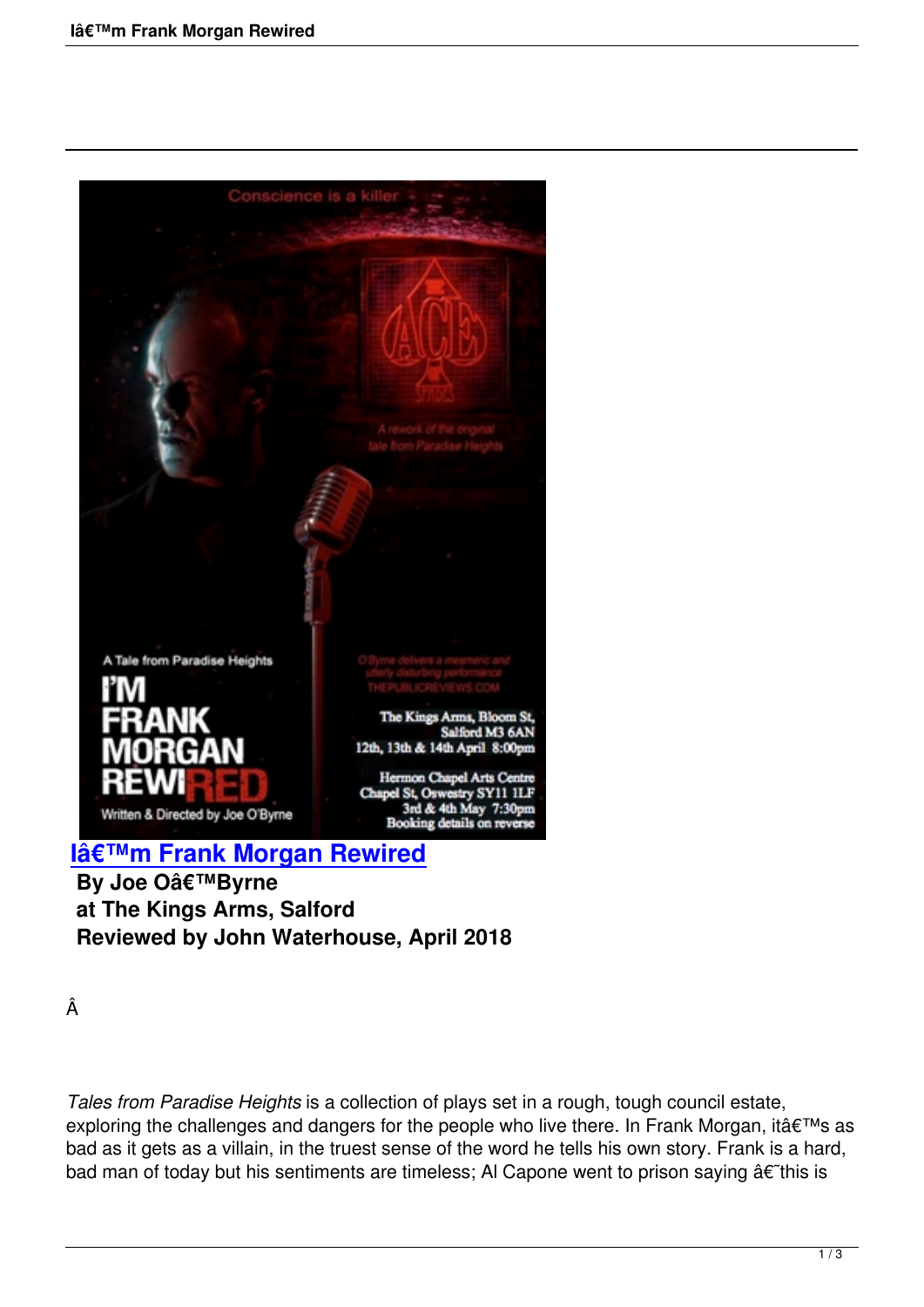# Iâ€™m Frank Morgan Rewired

**By Joe Oâ€™Byrne**
**at The Kings Arms, Salford**
**Reviewed by John Waterhouse, April 2018**

Â

*Tales from Paradise Heights* is a collection of plays set in a rough, tough council estate, exploring the challenges and dangers for the people who live there. In Frank Morgan, itâ€™s as bad as it gets as a villain, in the truest sense of the word he tells his own story. Frank is a hard, bad man of today but his sentiments are timeless; Al Capone went to prison saying â€˜this is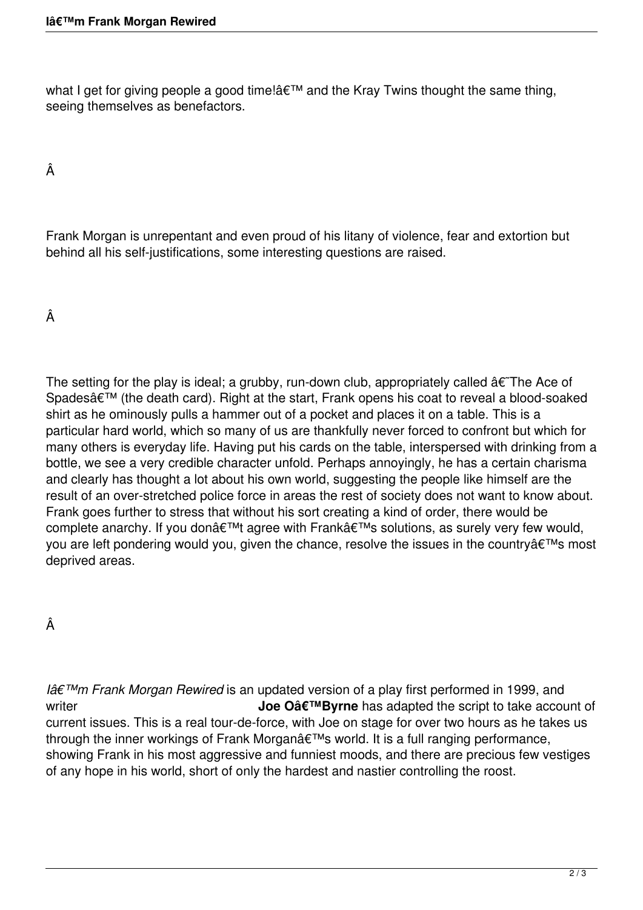what I get for giving people a good time!â€™ and the Kray Twins thought the same thing, seeing themselves as benefactors.

Â

Frank Morgan is unrepentant and even proud of his litany of violence, fear and extortion but behind all his self-justifications, some interesting questions are raised.

Â

The setting for the play is ideal; a grubby, run-down club, appropriately called â€˜The Ace of Spadesâ€™ (the death card). Right at the start, Frank opens his coat to reveal a blood-soaked shirt as he ominously pulls a hammer out of a pocket and places it on a table. This is a particular hard world, which so many of us are thankfully never forced to confront but which for many others is everyday life. Having put his cards on the table, interspersed with drinking from a bottle, we see a very credible character unfold. Perhaps annoyingly, he has a certain charisma and clearly has thought a lot about his own world, suggesting the people like himself are the result of an over-stretched police force in areas the rest of society does not want to know about. Frank goes further to stress that without his sort creating a kind of order, there would be complete anarchy. If you donâ€™t agree with Frankâ€™s solutions, as surely very few would, you are left pondering would you, given the chance, resolve the issues in the countryâ€™s most deprived areas.

Â

*Iâ€™m Frank Morgan Rewired* is an updated version of a play first performed in 1999, and writer **Joe Oâ€™Byrne** has adapted the script to take account of current issues. This is a real tour-de-force, with Joe on stage for over two hours as he takes us through the inner workings of Frank Morganâ€™s world. It is a full ranging performance, showing Frank in his most aggressive and funniest moods, and there are precious few vestiges of any hope in his world, short of only the hardest and nastier controlling the roost.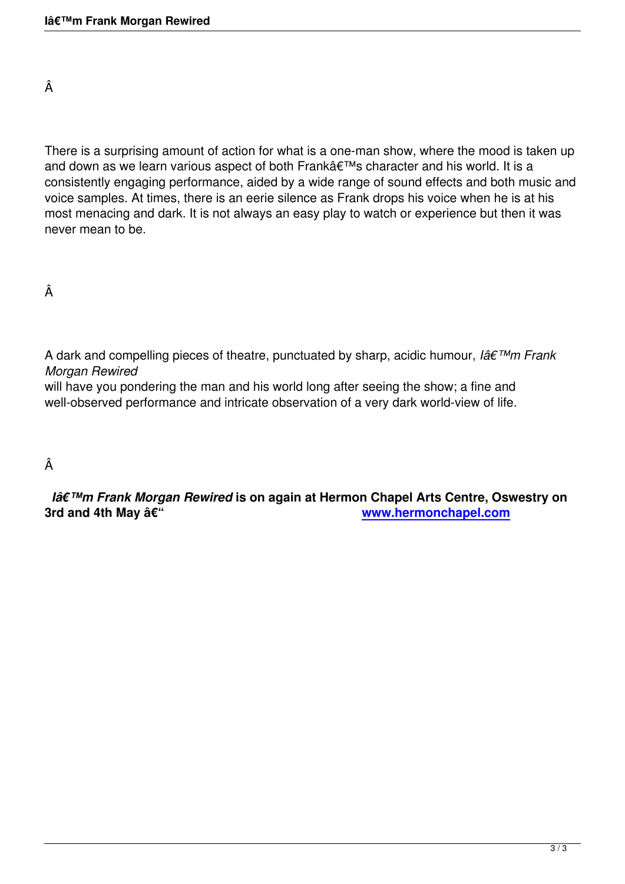Â

There is a surprising amount of action for what is a one-man show, where the mood is taken up and down as we learn various aspect of both Frankâ€™s character and his world. It is a consistently engaging performance, aided by a wide range of sound effects and both music and voice samples. At times, there is an eerie silence as Frank drops his voice when he is at his most menacing and dark. It is not always an easy play to watch or experience but then it was never mean to be.

Â

A dark and compelling pieces of theatre, punctuated by sharp, acidic humour, *Iâ€™m Frank Morgan Rewired* will have you pondering the man and his world long after seeing the show; a fine and well-observed performance and intricate observation of a very dark world-view of life.

Â

***Iâ€™m Frank Morgan Rewired*** **is on again at Hermon Chapel Arts Centre, Oswestry on 3rd and 4th May â€“ [www.hermonchapel.com](http://www.hermonchapel.com)**